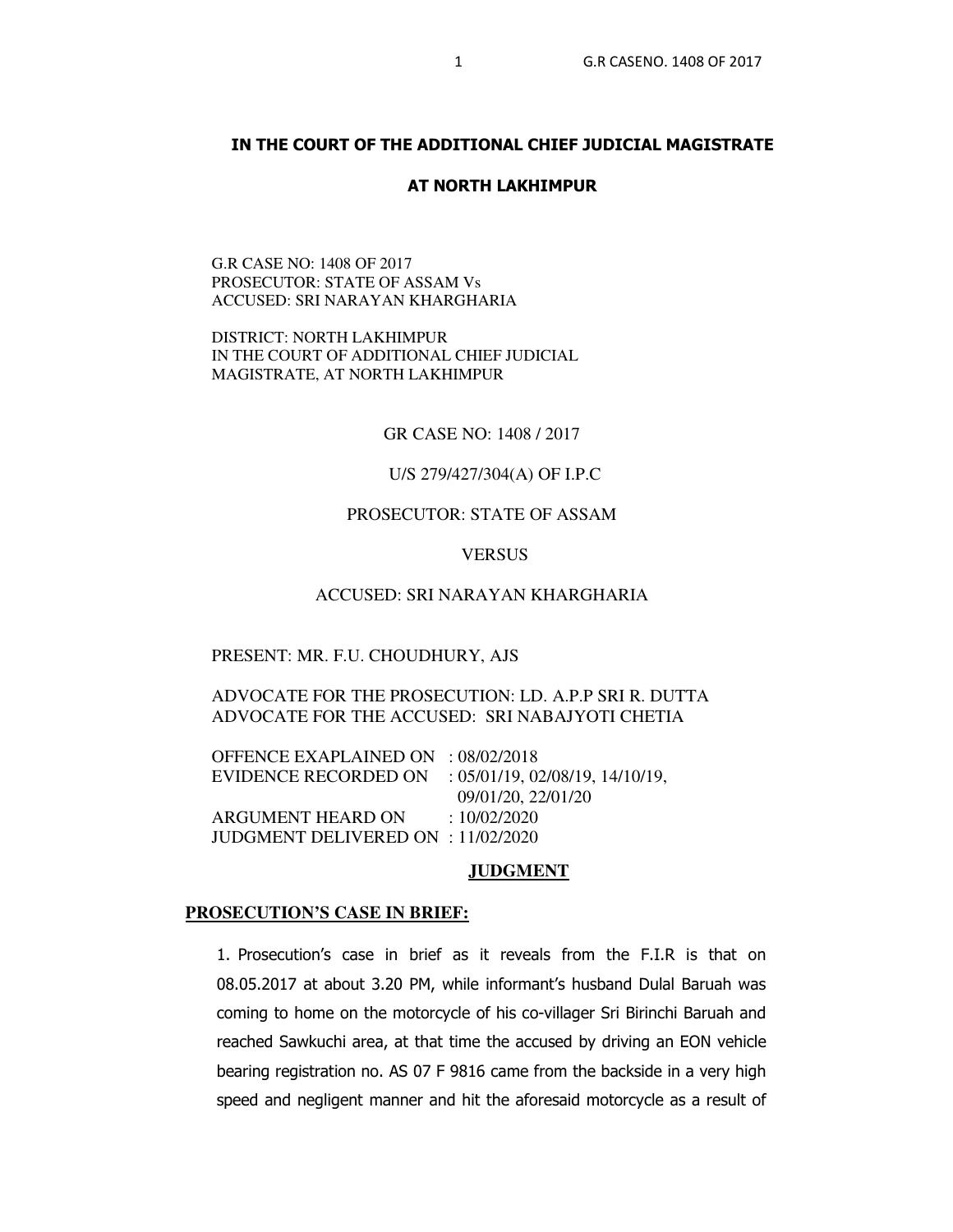## IN THE COURT OF THE ADDITIONAL CHIEF JUDICIAL MAGISTRATE

## AT NORTH LAKHIMPUR

G.R CASE NO: 1408 OF 2017
PROSECUTOR: STATE OF ASSAM Vs
ACCUSED: SRI NARAYAN KHARGHARIA

DISTRICT: NORTH LAKHIMPUR
IN THE COURT OF ADDITIONAL CHIEF JUDICIAL MAGISTRATE, AT NORTH LAKHIMPUR

GR CASE NO: 1408 / 2017

U/S 279/427/304(A) OF I.P.C

PROSECUTOR: STATE OF ASSAM

VERSUS

ACCUSED: SRI NARAYAN KHARGHARIA

PRESENT: MR. F.U. CHOUDHURY, AJS

ADVOCATE FOR THE PROSECUTION: LD. A.P.P SRI R. DUTTA
ADVOCATE FOR THE ACCUSED: SRI NABAJYOTI CHETIA

OFFENCE EXAPLAINED ON : 08/02/2018
EVIDENCE RECORDED ON : 05/01/19, 02/08/19, 14/10/19, 09/01/20, 22/01/20
ARGUMENT HEARD ON : 10/02/2020
JUDGMENT DELIVERED ON : 11/02/2020

## JUDGMENT

### PROSECUTION'S CASE IN BRIEF:

1. Prosecution's case in brief as it reveals from the F.I.R is that on 08.05.2017 at about 3.20 PM, while informant's husband Dulal Baruah was coming to home on the motorcycle of his co-villager Sri Birinchi Baruah and reached Sawkuchi area, at that time the accused by driving an EON vehicle bearing registration no. AS 07 F 9816 came from the backside in a very high speed and negligent manner and hit the aforesaid motorcycle as a result of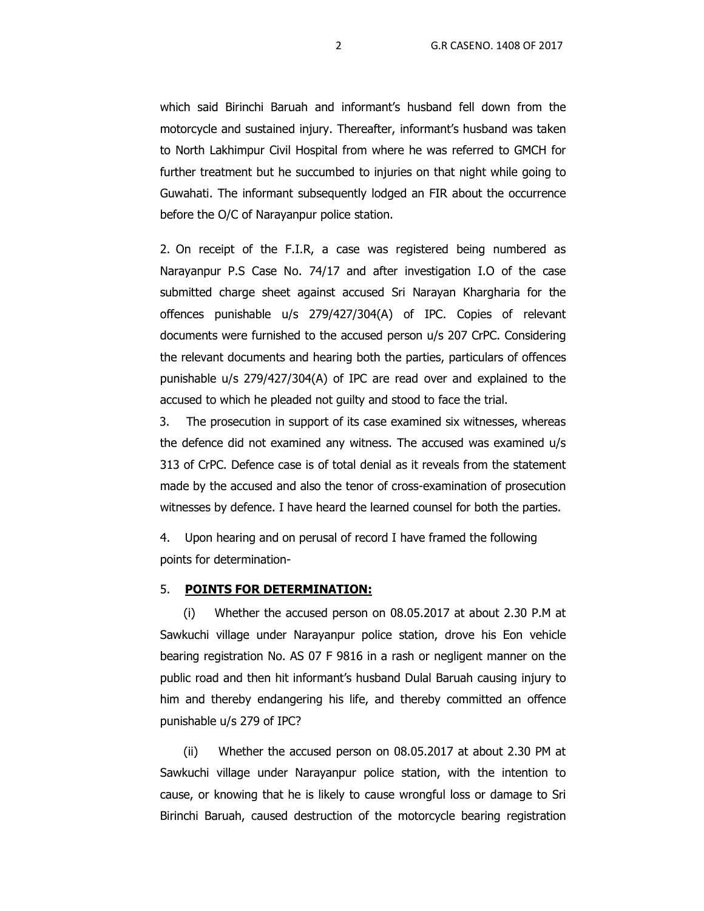which said Birinchi Baruah and informant's husband fell down from the motorcycle and sustained injury. Thereafter, informant's husband was taken to North Lakhimpur Civil Hospital from where he was referred to GMCH for further treatment but he succumbed to injuries on that night while going to Guwahati. The informant subsequently lodged an FIR about the occurrence before the O/C of Narayanpur police station.

2. On receipt of the F.I.R, a case was registered being numbered as Narayanpur P.S Case No. 74/17 and after investigation I.O of the case submitted charge sheet against accused Sri Narayan Khargharia for the offences punishable u/s 279/427/304(A) of IPC. Copies of relevant documents were furnished to the accused person u/s 207 CrPC. Considering the relevant documents and hearing both the parties, particulars of offences punishable u/s 279/427/304(A) of IPC are read over and explained to the accused to which he pleaded not guilty and stood to face the trial.

3. The prosecution in support of its case examined six witnesses, whereas the defence did not examined any witness. The accused was examined u/s 313 of CrPC. Defence case is of total denial as it reveals from the statement made by the accused and also the tenor of cross-examination of prosecution witnesses by defence. I have heard the learned counsel for both the parties.

4. Upon hearing and on perusal of record I have framed the following points for determination-

5. **POINTS FOR DETERMINATION:**

(i) Whether the accused person on 08.05.2017 at about 2.30 P.M at Sawkuchi village under Narayanpur police station, drove his Eon vehicle bearing registration No. AS 07 F 9816 in a rash or negligent manner on the public road and then hit informant's husband Dulal Baruah causing injury to him and thereby endangering his life, and thereby committed an offence punishable u/s 279 of IPC?

(ii) Whether the accused person on 08.05.2017 at about 2.30 PM at Sawkuchi village under Narayanpur police station, with the intention to cause, or knowing that he is likely to cause wrongful loss or damage to Sri Birinchi Baruah, caused destruction of the motorcycle bearing registration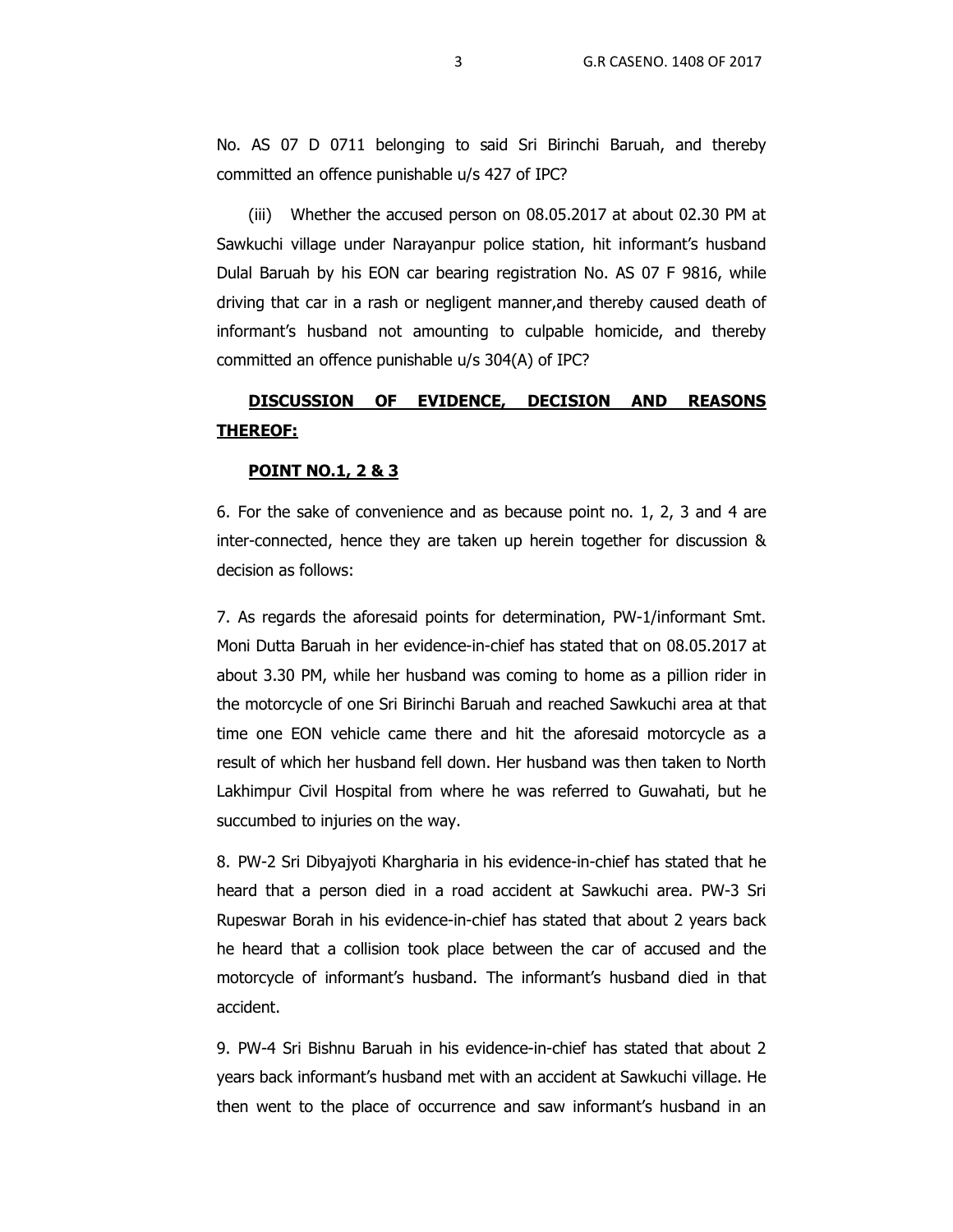No. AS 07 D 0711 belonging to said Sri Birinchi Baruah, and thereby committed an offence punishable u/s 427 of IPC?

(iii) Whether the accused person on 08.05.2017 at about 02.30 PM at Sawkuchi village under Narayanpur police station, hit informant's husband Dulal Baruah by his EON car bearing registration No. AS 07 F 9816, while driving that car in a rash or negligent manner,and thereby caused death of informant's husband not amounting to culpable homicide, and thereby committed an offence punishable u/s 304(A) of IPC?

## DISCUSSION OF EVIDENCE, DECISION AND REASONS THEREOF:

### POINT NO.1, 2 & 3

6. For the sake of convenience and as because point no. 1, 2, 3 and 4 are inter-connected, hence they are taken up herein together for discussion & decision as follows:

7. As regards the aforesaid points for determination, PW-1/informant Smt. Moni Dutta Baruah in her evidence-in-chief has stated that on 08.05.2017 at about 3.30 PM, while her husband was coming to home as a pillion rider in the motorcycle of one Sri Birinchi Baruah and reached Sawkuchi area at that time one EON vehicle came there and hit the aforesaid motorcycle as a result of which her husband fell down. Her husband was then taken to North Lakhimpur Civil Hospital from where he was referred to Guwahati, but he succumbed to injuries on the way.

8. PW-2 Sri Dibyajyoti Khargharia in his evidence-in-chief has stated that he heard that a person died in a road accident at Sawkuchi area. PW-3 Sri Rupeswar Borah in his evidence-in-chief has stated that about 2 years back he heard that a collision took place between the car of accused and the motorcycle of informant's husband. The informant's husband died in that accident.

9. PW-4 Sri Bishnu Baruah in his evidence-in-chief has stated that about 2 years back informant's husband met with an accident at Sawkuchi village. He then went to the place of occurrence and saw informant's husband in an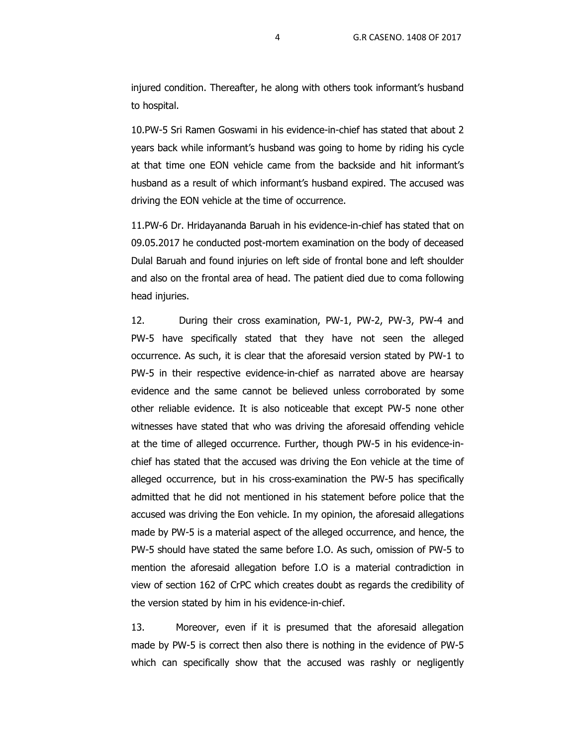injured condition. Thereafter, he along with others took informant's husband to hospital.

10.PW-5 Sri Ramen Goswami in his evidence-in-chief has stated that about 2 years back while informant's husband was going to home by riding his cycle at that time one EON vehicle came from the backside and hit informant's husband as a result of which informant's husband expired. The accused was driving the EON vehicle at the time of occurrence.

11.PW-6 Dr. Hridayananda Baruah in his evidence-in-chief has stated that on 09.05.2017 he conducted post-mortem examination on the body of deceased Dulal Baruah and found injuries on left side of frontal bone and left shoulder and also on the frontal area of head. The patient died due to coma following head injuries.

12. During their cross examination, PW-1, PW-2, PW-3, PW-4 and PW-5 have specifically stated that they have not seen the alleged occurrence. As such, it is clear that the aforesaid version stated by PW-1 to PW-5 in their respective evidence-in-chief as narrated above are hearsay evidence and the same cannot be believed unless corroborated by some other reliable evidence. It is also noticeable that except PW-5 none other witnesses have stated that who was driving the aforesaid offending vehicle at the time of alleged occurrence. Further, though PW-5 in his evidence-in-chief has stated that the accused was driving the Eon vehicle at the time of alleged occurrence, but in his cross-examination the PW-5 has specifically admitted that he did not mentioned in his statement before police that the accused was driving the Eon vehicle. In my opinion, the aforesaid allegations made by PW-5 is a material aspect of the alleged occurrence, and hence, the PW-5 should have stated the same before I.O. As such, omission of PW-5 to mention the aforesaid allegation before I.O is a material contradiction in view of section 162 of CrPC which creates doubt as regards the credibility of the version stated by him in his evidence-in-chief.

13. Moreover, even if it is presumed that the aforesaid allegation made by PW-5 is correct then also there is nothing in the evidence of PW-5 which can specifically show that the accused was rashly or negligently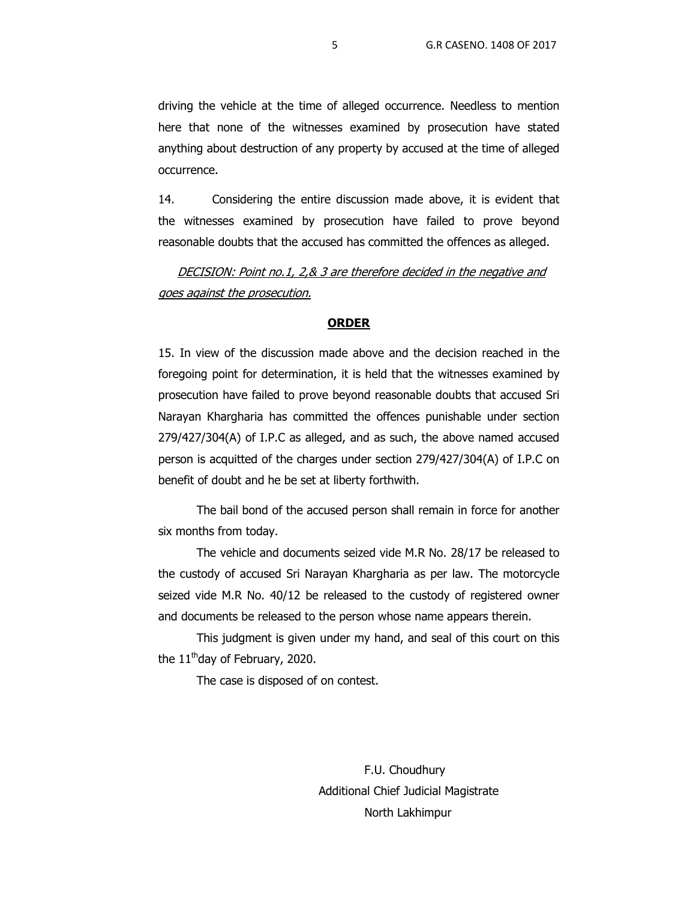driving the vehicle at the time of alleged occurrence. Needless to mention here that none of the witnesses examined by prosecution have stated anything about destruction of any property by accused at the time of alleged occurrence.

14. Considering the entire discussion made above, it is evident that the witnesses examined by prosecution have failed to prove beyond reasonable doubts that the accused has committed the offences as alleged.

*DECISION: Point no.1, 2,& 3 are therefore decided in the negative and goes against the prosecution.*

## ORDER

15. In view of the discussion made above and the decision reached in the foregoing point for determination, it is held that the witnesses examined by prosecution have failed to prove beyond reasonable doubts that accused Sri Narayan Khargharia has committed the offences punishable under section 279/427/304(A) of I.P.C as alleged, and as such, the above named accused person is acquitted of the charges under section 279/427/304(A) of I.P.C on benefit of doubt and he be set at liberty forthwith.

The bail bond of the accused person shall remain in force for another six months from today.

The vehicle and documents seized vide M.R No. 28/17 be released to the custody of accused Sri Narayan Khargharia as per law. The motorcycle seized vide M.R No. 40/12 be released to the custody of registered owner and documents be released to the person whose name appears therein.

This judgment is given under my hand, and seal of this court on this the 11th day of February, 2020.

The case is disposed of on contest.

F.U. Choudhury
Additional Chief Judicial Magistrate
North Lakhimpur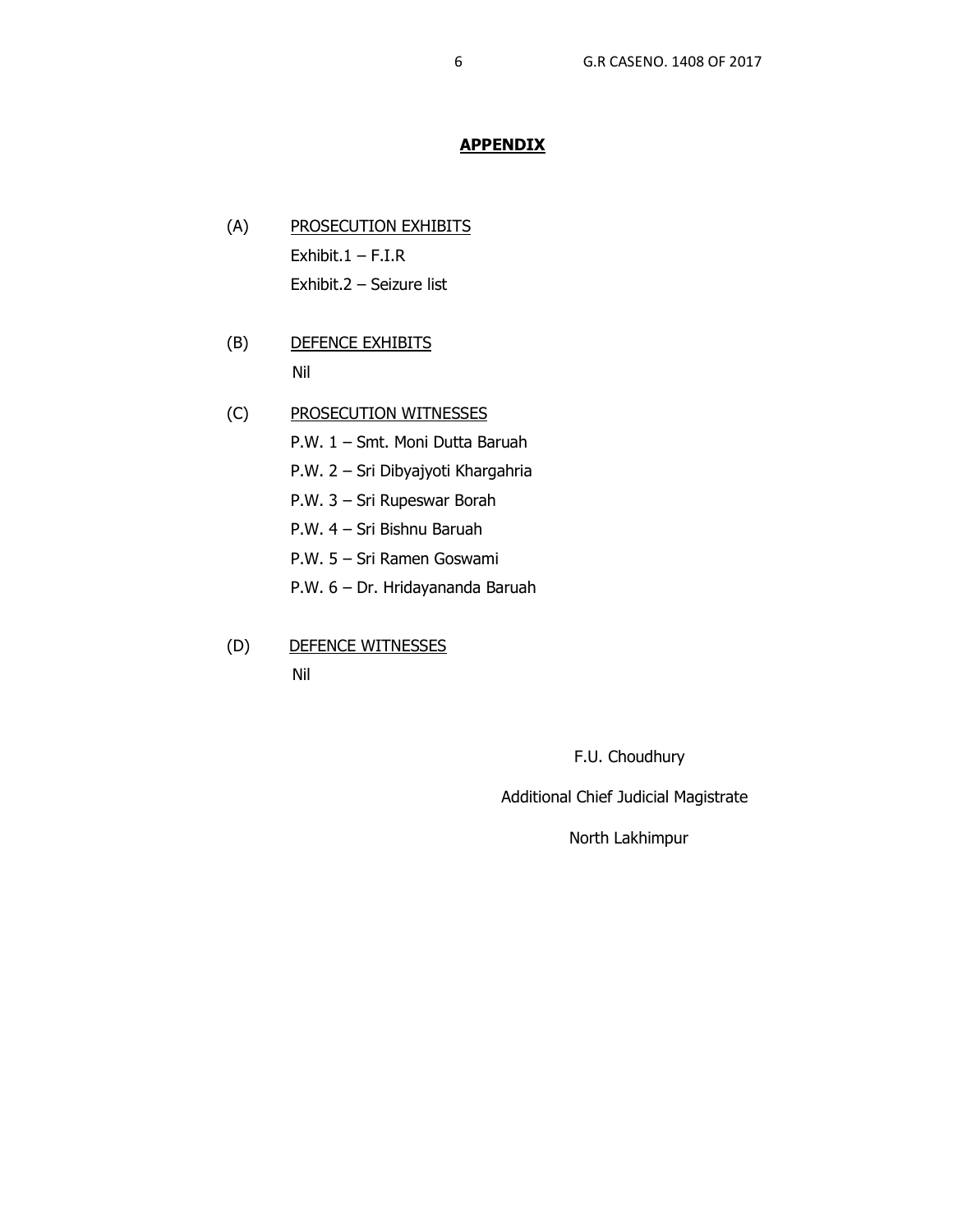## APPENDIX

(A) PROSECUTION EXHIBITS

Exhibit.1 – F.I.R

Exhibit.2 – Seizure list

(B) DEFENCE EXHIBITS

Nil

(C) PROSECUTION WITNESSES

P.W. 1 – Smt. Moni Dutta Baruah

P.W. 2 – Sri Dibyajyoti Khargahria

P.W. 3 – Sri Rupeswar Borah

P.W. 4 – Sri Bishnu Baruah

P.W. 5 – Sri Ramen Goswami

P.W. 6 – Dr. Hridayananda Baruah

(D) DEFENCE WITNESSES

Nil

F.U. Choudhury

Additional Chief Judicial Magistrate

North Lakhimpur